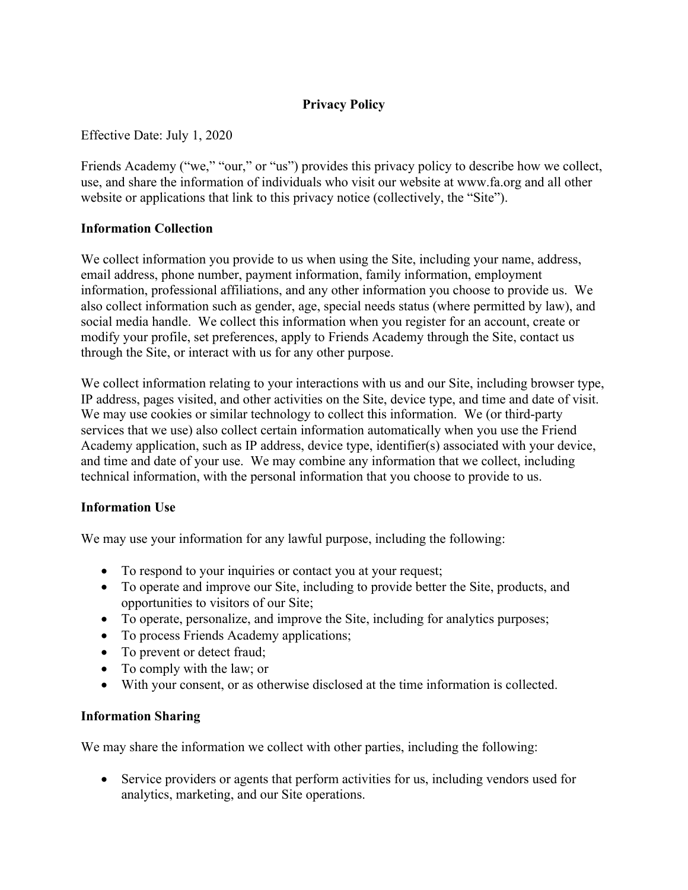# Privacy Policy

Effective Date: July 1, 2020

Friends Academy ("we," "our," or "us") provides this privacy policy to describe how we collect, use, and share the information of individuals who visit our website at www.fa.org and all other website or applications that link to this privacy notice (collectively, the "Site").

## Information Collection

We collect information you provide to us when using the Site, including your name, address, email address, phone number, payment information, family information, employment information, professional affiliations, and any other information you choose to provide us. We also collect information such as gender, age, special needs status (where permitted by law), and social media handle. We collect this information when you register for an account, create or modify your profile, set preferences, apply to Friends Academy through the Site, contact us through the Site, or interact with us for any other purpose.

We collect information relating to your interactions with us and our Site, including browser type, IP address, pages visited, and other activities on the Site, device type, and time and date of visit. We may use cookies or similar technology to collect this information. We (or third-party services that we use) also collect certain information automatically when you use the Friend Academy application, such as IP address, device type, identifier(s) associated with your device, and time and date of your use. We may combine any information that we collect, including technical information, with the personal information that you choose to provide to us.

## Information Use

We may use your information for any lawful purpose, including the following:

- To respond to your inquiries or contact you at your request;
- To operate and improve our Site, including to provide better the Site, products, and opportunities to visitors of our Site;
- To operate, personalize, and improve the Site, including for analytics purposes;
- To process Friends Academy applications;
- To prevent or detect fraud;
- To comply with the law; or
- With your consent, or as otherwise disclosed at the time information is collected.

## Information Sharing

We may share the information we collect with other parties, including the following:

- Service providers or agents that perform activities for us, including vendors used for analytics, marketing, and our Site operations.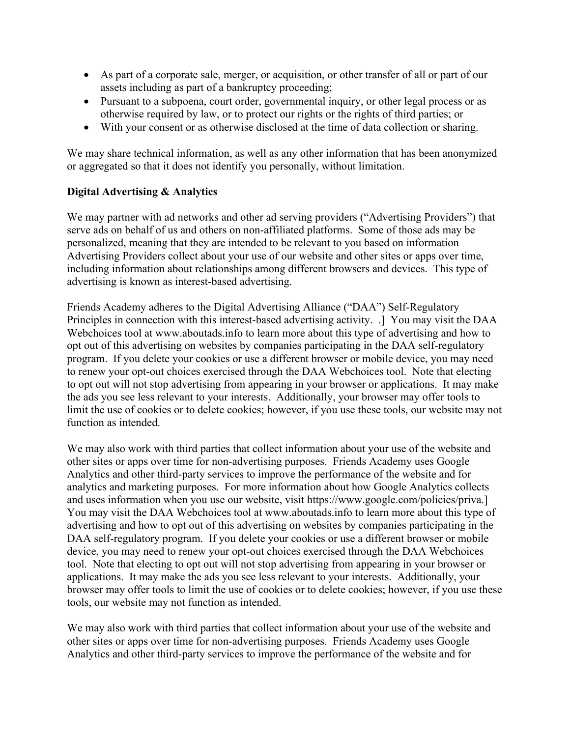- As part of a corporate sale, merger, or acquisition, or other transfer of all or part of our assets including as part of a bankruptcy proceeding;
- Pursuant to a subpoena, court order, governmental inquiry, or other legal process or as otherwise required by law, or to protect our rights or the rights of third parties; or
- With your consent or as otherwise disclosed at the time of data collection or sharing.

We may share technical information, as well as any other information that has been anonymized or aggregated so that it does not identify you personally, without limitation.

**Digital Advertising & Analytics**

We may partner with ad networks and other ad serving providers ("Advertising Providers") that serve ads on behalf of us and others on non-affiliated platforms. Some of those ads may be personalized, meaning that they are intended to be relevant to you based on information Advertising Providers collect about your use of our website and other sites or apps over time, including information about relationships among different browsers and devices. This type of advertising is known as interest-based advertising.

Friends Academy adheres to the Digital Advertising Alliance ("DAA") Self-Regulatory Principles in connection with this interest-based advertising activity. .] You may visit the DAA Webchoices tool at www.aboutads.info to learn more about this type of advertising and how to opt out of this advertising on websites by companies participating in the DAA self-regulatory program. If you delete your cookies or use a different browser or mobile device, you may need to renew your opt-out choices exercised through the DAA Webchoices tool. Note that electing to opt out will not stop advertising from appearing in your browser or applications. It may make the ads you see less relevant to your interests. Additionally, your browser may offer tools to limit the use of cookies or to delete cookies; however, if you use these tools, our website may not function as intended.

We may also work with third parties that collect information about your use of the website and other sites or apps over time for non-advertising purposes. Friends Academy uses Google Analytics and other third-party services to improve the performance of the website and for analytics and marketing purposes. For more information about how Google Analytics collects and uses information when you use our website, visit https://www.google.com/policies/priva.] You may visit the DAA Webchoices tool at www.aboutads.info to learn more about this type of advertising and how to opt out of this advertising on websites by companies participating in the DAA self-regulatory program. If you delete your cookies or use a different browser or mobile device, you may need to renew your opt-out choices exercised through the DAA Webchoices tool. Note that electing to opt out will not stop advertising from appearing in your browser or applications. It may make the ads you see less relevant to your interests. Additionally, your browser may offer tools to limit the use of cookies or to delete cookies; however, if you use these tools, our website may not function as intended.

We may also work with third parties that collect information about your use of the website and other sites or apps over time for non-advertising purposes. Friends Academy uses Google Analytics and other third-party services to improve the performance of the website and for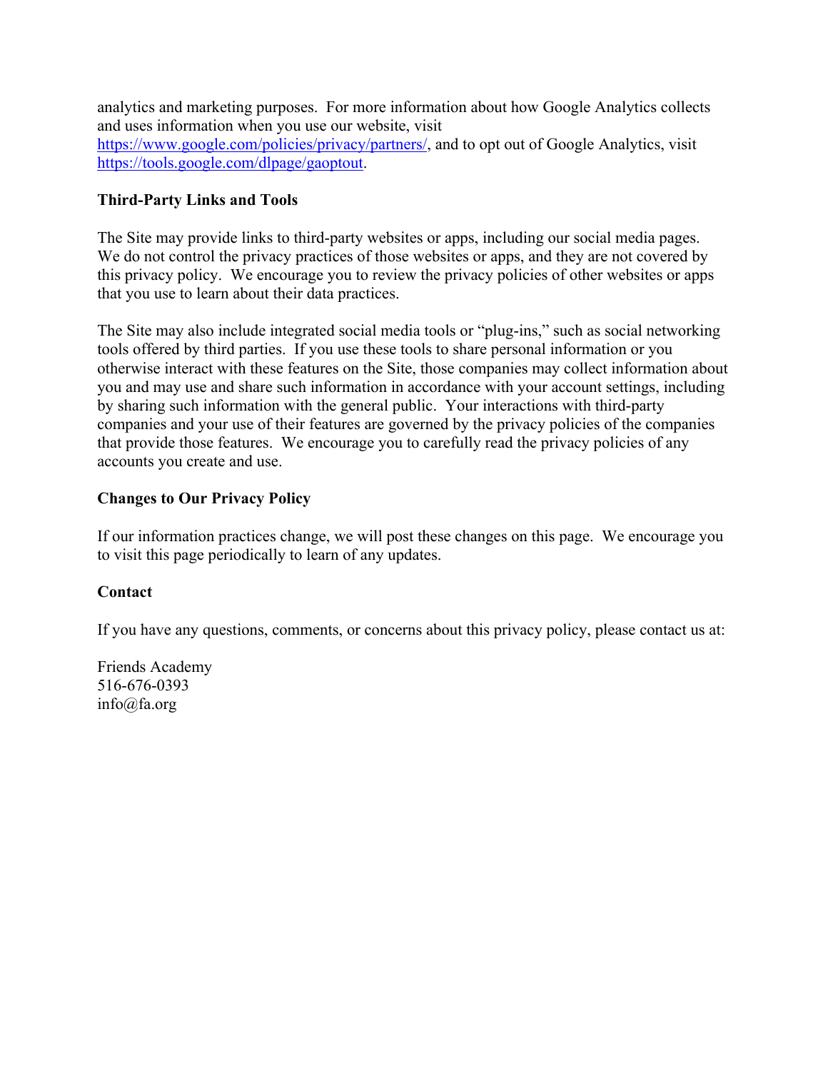analytics and marketing purposes. For more information about how Google Analytics collects and uses information when you use our website, visit https://www.google.com/policies/privacy/partners/, and to opt out of Google Analytics, visit https://tools.google.com/dlpage/gaoptout.

**Third-Party Links and Tools**

The Site may provide links to third-party websites or apps, including our social media pages. We do not control the privacy practices of those websites or apps, and they are not covered by this privacy policy. We encourage you to review the privacy policies of other websites or apps that you use to learn about their data practices.

The Site may also include integrated social media tools or "plug-ins," such as social networking tools offered by third parties. If you use these tools to share personal information or you otherwise interact with these features on the Site, those companies may collect information about you and may use and share such information in accordance with your account settings, including by sharing such information with the general public. Your interactions with third-party companies and your use of their features are governed by the privacy policies of the companies that provide those features. We encourage you to carefully read the privacy policies of any accounts you create and use.

**Changes to Our Privacy Policy**

If our information practices change, we will post these changes on this page. We encourage you to visit this page periodically to learn of any updates.

**Contact**

If you have any questions, comments, or concerns about this privacy policy, please contact us at:

Friends Academy
516-676-0393
info@fa.org